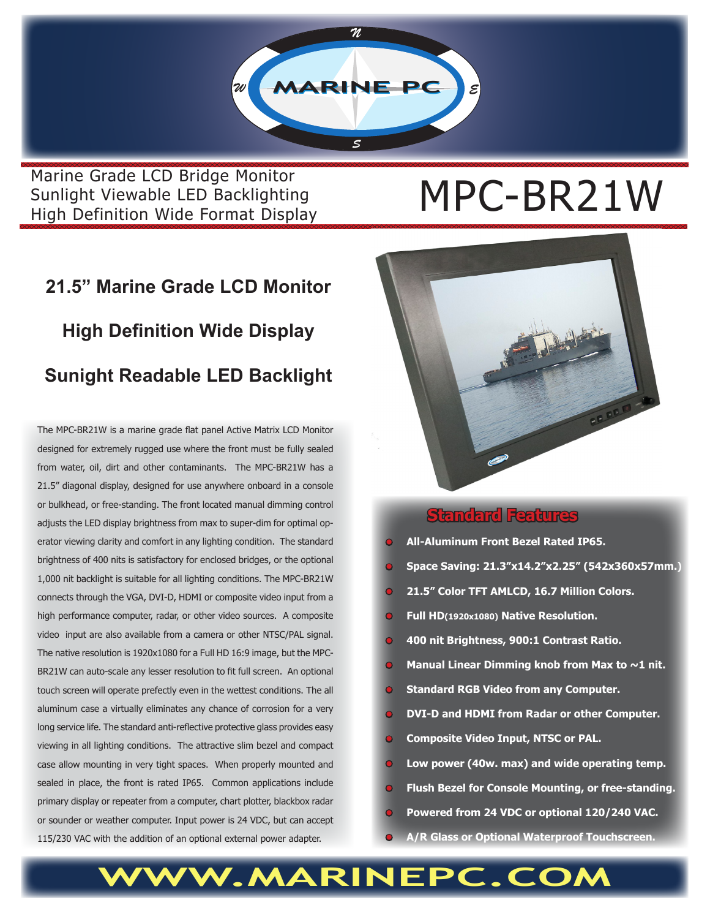MARINE PC

Marine Grade LCD Bridge Monitor
Sunlight Viewable LED Backlighting
High Definition Wide Format Display

# MPC-BR21W

## 21.5” Marine Grade LCD Monitor

## High Definition Wide Display

## Sunight Readable LED Backlight

The MPC-BR21W is a marine grade flat panel Active Matrix LCD Monitor designed for extremely rugged use where the front must be fully sealed from water, oil, dirt and other contaminants. The MPC-BR21W has a 21.5” diagonal display, designed for use anywhere onboard in a console or bulkhead, or free-standing. The front located manual dimming control adjusts the LED display brightness from max to super-dim for optimal operator viewing clarity and comfort in any lighting condition. The standard brightness of 400 nits is satisfactory for enclosed bridges, or the optional 1,000 nit backlight is suitable for all lighting conditions. The MPC-BR21W connects through the VGA, DVI-D, HDMI or composite video input from a high performance computer, radar, or other video sources. A composite video input are also available from a camera or other NTSC/PAL signal. The native resolution is 1920x1080 for a Full HD 16:9 image, but the MPC-BR21W can auto-scale any lesser resolution to fit full screen. An optional touch screen will operate prefectly even in the wettest conditions. The all aluminum case a virtually eliminates any chance of corrosion for a very long service life. The standard anti-reflective protective glass provides easy viewing in all lighting conditions. The attractive slim bezel and compact case allow mounting in very tight spaces. When properly mounted and sealed in place, the front is rated IP65. Common applications include primary display or repeater from a computer, chart plotter, blackbox radar or sounder or weather computer. Input power is 24 VDC, but can accept 115/230 VAC with the addition of an optional external power adapter.

## Standard Features

- **All-Aluminum Front Bezel Rated IP65.**
- **Space Saving: 21.3”x14.2”x2.25” (542x360x57mm.)**
- **21.5” Color TFT AMLCD, 16.7 Million Colors.**
- **Full HD(1920x1080) Native Resolution.**
- **400 nit Brightness, 900:1 Contrast Ratio.**
- **Manual Linear Dimming knob from Max to ~1 nit.**
- **Standard RGB Video from any Computer.**
- **DVI-D and HDMI from Radar or other Computer.**
- **Composite Video Input, NTSC or PAL.**
- **Low power (40w. max) and wide operating temp.**
- **Flush Bezel for Console Mounting, or free-standing.**
- **Powered from 24 VDC or optional 120/240 VAC.**
- **A/R Glass or Optional Waterproof Touchscreen.**

**WWW.MARINEPC.COM**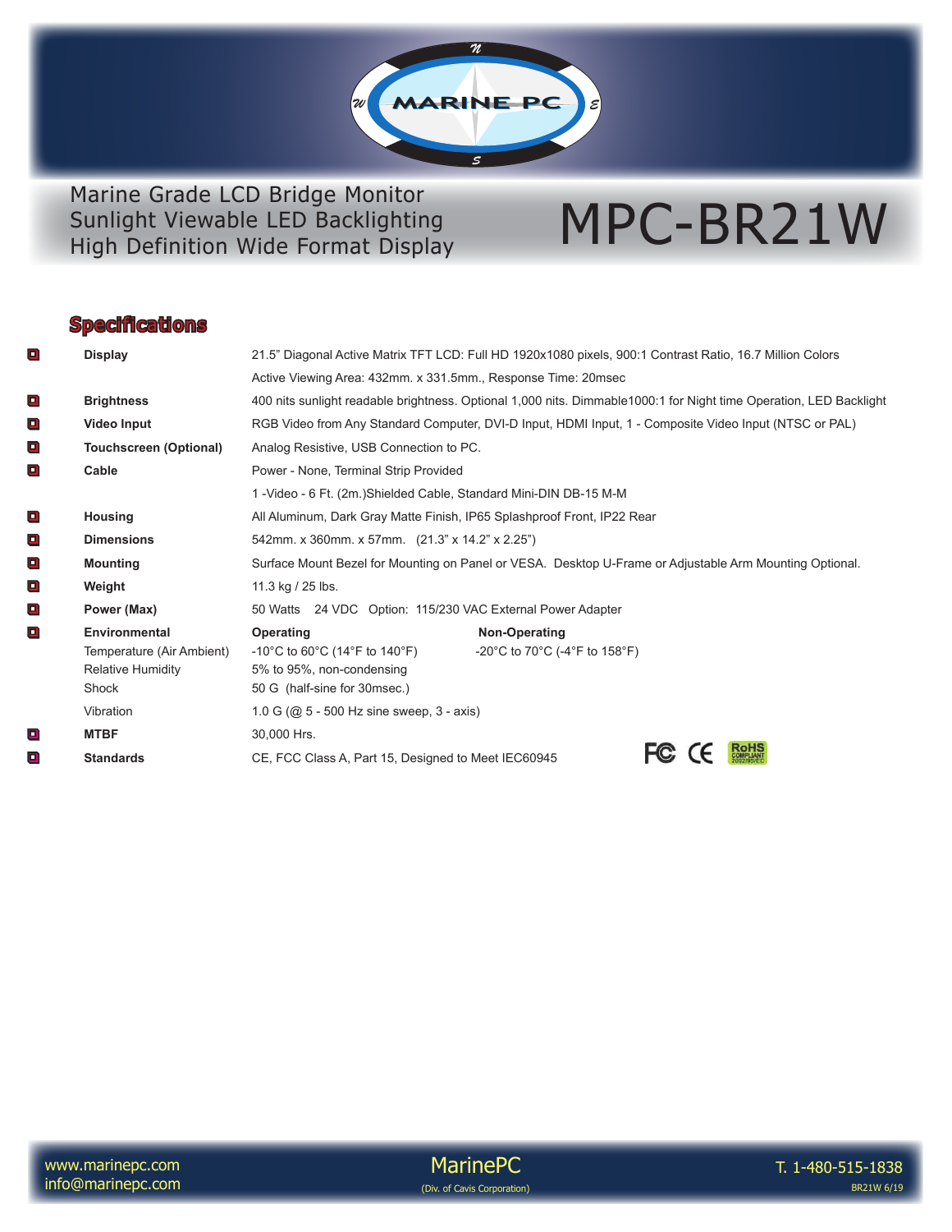MARINE PC

Marine Grade LCD Bridge Monitor
Sunlight Viewable LED Backlighting
High Definition Wide Format Display

# MPC-BR21W

## Specifications

| | | |
|---|---|---|
| **Display** | 21.5" Diagonal Active Matrix TFT LCD: Full HD 1920x1080 pixels, 900:1 Contrast Ratio, 16.7 Million Colors | |
| | Active Viewing Area: 432mm. x 331.5mm., Response Time: 20msec | |
| **Brightness** | 400 nits sunlight readable brightness. Optional 1,000 nits. Dimmable1000:1 for Night time Operation, LED Backlight | |
| **Video Input** | RGB Video from Any Standard Computer, DVI-D Input, HDMI Input, 1 - Composite Video Input (NTSC or PAL) | |
| **Touchscreen (Optional)** | Analog Resistive, USB Connection to PC. | |
| **Cable** | Power - None, Terminal Strip Provided | |
| | 1 -Video - 6 Ft. (2m.)Shielded Cable, Standard Mini-DIN DB-15 M-M | |
| **Housing** | All Aluminum, Dark Gray Matte Finish, IP65 Splashproof Front, IP22 Rear | |
| **Dimensions** | 542mm. x 360mm. x 57mm. (21.3" x 14.2" x 2.25") | |
| **Mounting** | Surface Mount Bezel for Mounting on Panel or VESA. Desktop U-Frame or Adjustable Arm Mounting Optional. | |
| **Weight** | 11.3 kg / 25 lbs. | |
| **Power (Max)** | 50 Watts 24 VDC Option: 115/230 VAC External Power Adapter | |
| **Environmental** | **Operating** | **Non-Operating** |
| Temperature (Air Ambient) | -10°C to 60°C (14°F to 140°F) | -20°C to 70°C (-4°F to 158°F) |
| Relative Humidity | 5% to 95%, non-condensing | |
| Shock | 50 G (half-sine for 30msec.) | |
| Vibration | 1.0 G (@ 5 - 500 Hz sine sweep, 3 - axis) | |
| **MTBF** | 30,000 Hrs. | |
| **Standards** | CE, FCC Class A, Part 15, Designed to Meet IEC60945 | |

FC CE RoHS COMPLIANT 2002/95/EC

www.marinepc.com
info@marinepc.com

MarinePC
(Div. of Cavis Corporation)

T. 1-480-515-1838
BR21W 6/19